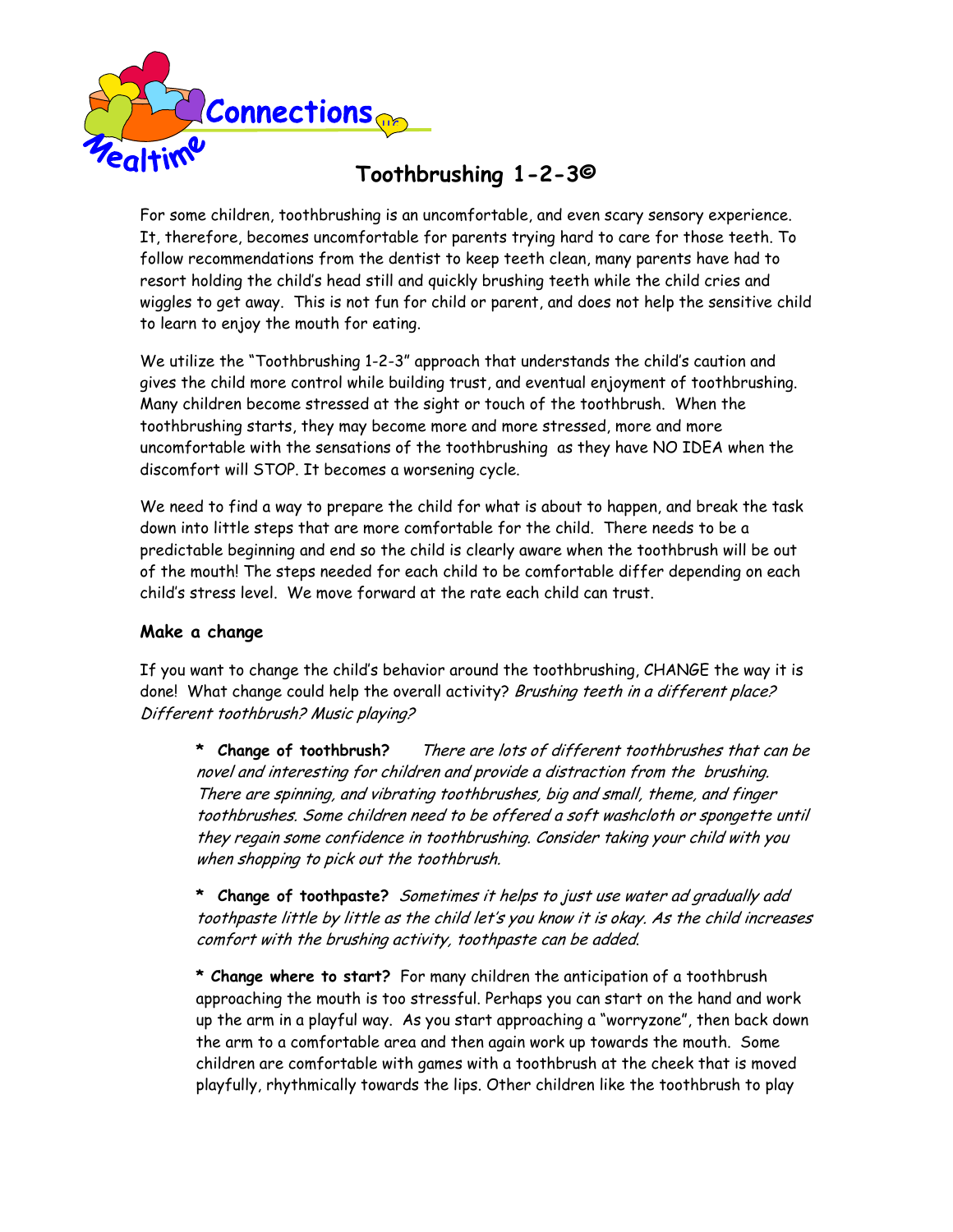Mealtime Connections

# Toothbrushing 1-2-3©

For some children, toothbrushing is an uncomfortable, and even scary sensory experience. It, therefore, becomes uncomfortable for parents trying hard to care for those teeth. To follow recommendations from the dentist to keep teeth clean, many parents have had to resort holding the child's head still and quickly brushing teeth while the child cries and wiggles to get away. This is not fun for child or parent, and does not help the sensitive child to learn to enjoy the mouth for eating.

We utilize the "Toothbrushing 1-2-3" approach that understands the child's caution and gives the child more control while building trust, and eventual enjoyment of toothbrushing. Many children become stressed at the sight or touch of the toothbrush. When the toothbrushing starts, they may become more and more stressed, more and more uncomfortable with the sensations of the toothbrushing as they have NO IDEA when the discomfort will STOP. It becomes a worsening cycle.

We need to find a way to prepare the child for what is about to happen, and break the task down into little steps that are more comfortable for the child. There needs to be a predictable beginning and end so the child is clearly aware when the toothbrush will be out of the mouth! The steps needed for each child to be comfortable differ depending on each child's stress level. We move forward at the rate each child can trust.

### Make a change

If you want to change the child's behavior around the toothbrushing, CHANGE the way it is done! What change could help the overall activity? *Brushing teeth in a different place? Different toothbrush? Music playing?*

* **Change of toothbrush?** *There are lots of different toothbrushes that can be novel and interesting for children and provide a distraction from the brushing. There are spinning, and vibrating toothbrushes, big and small, theme, and finger toothbrushes. Some children need to be offered a soft washcloth or spongette until they regain some confidence in toothbrushing. Consider taking your child with you when shopping to pick out the toothbrush.*

* **Change of toothpaste?** *Sometimes it helps to just use water ad gradually add toothpaste little by little as the child let's you know it is okay. As the child increases comfort with the brushing activity, toothpaste can be added.*

* **Change where to start?** For many children the anticipation of a toothbrush approaching the mouth is too stressful. Perhaps you can start on the hand and work up the arm in a playful way. As you start approaching a "worryzone", then back down the arm to a comfortable area and then again work up towards the mouth. Some children are comfortable with games with a toothbrush at the cheek that is moved playfully, rhythmically towards the lips. Other children like the toothbrush to play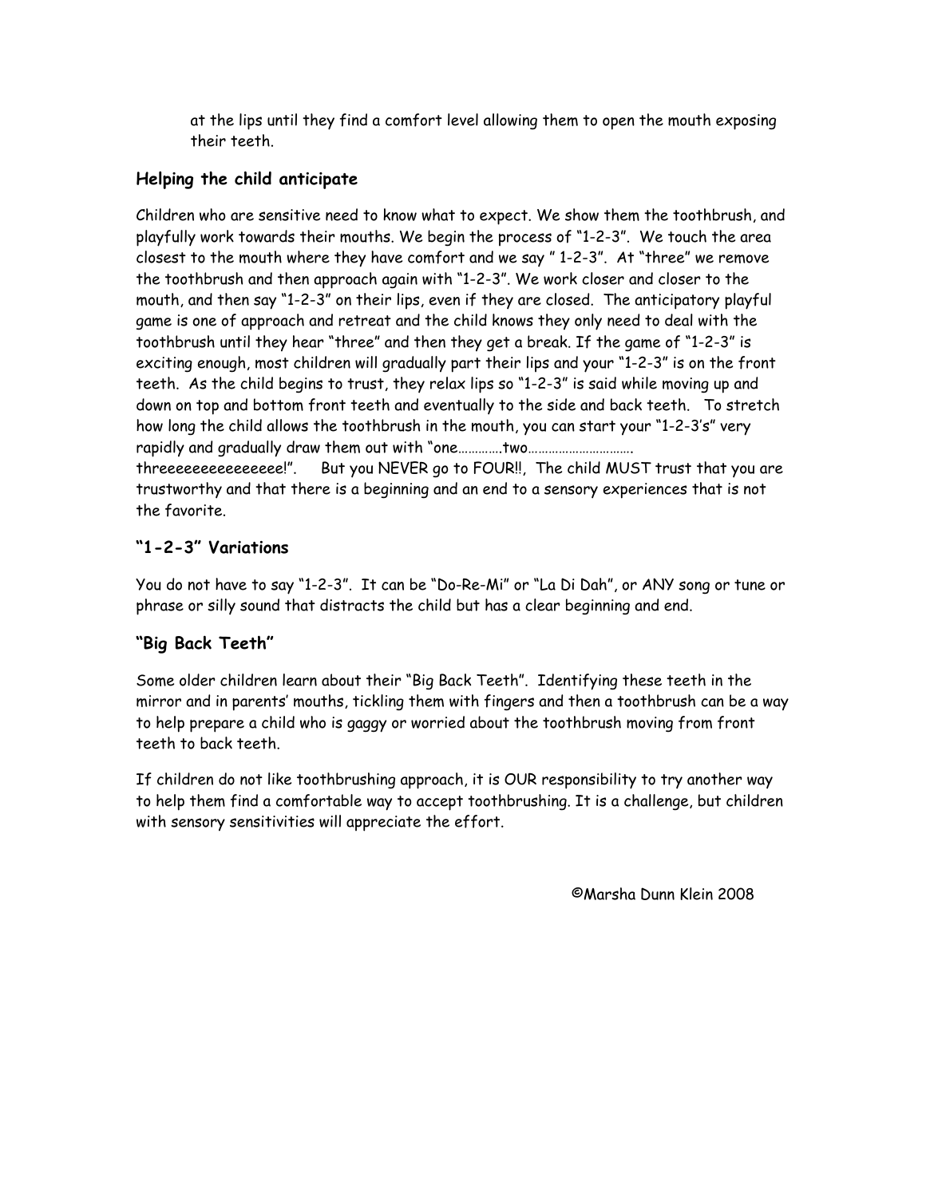at the lips until they find a comfort level allowing them to open the mouth exposing their teeth.

### Helping the child anticipate

Children who are sensitive need to know what to expect. We show them the toothbrush, and playfully work towards their mouths. We begin the process of "1-2-3". We touch the area closest to the mouth where they have comfort and we say " 1-2-3". At "three" we remove the toothbrush and then approach again with "1-2-3". We work closer and closer to the mouth, and then say "1-2-3" on their lips, even if they are closed. The anticipatory playful game is one of approach and retreat and the child knows they only need to deal with the toothbrush until they hear "three" and then they get a break. If the game of "1-2-3" is exciting enough, most children will gradually part their lips and your "1-2-3" is on the front teeth. As the child begins to trust, they relax lips so "1-2-3" is said while moving up and down on top and bottom front teeth and eventually to the side and back teeth. To stretch how long the child allows the toothbrush in the mouth, you can start your "1-2-3's" very rapidly and gradually draw them out with "one…………two………………………… threeeeeeeeeeeeeee!". But you NEVER go to FOUR!!, The child MUST trust that you are trustworthy and that there is a beginning and an end to a sensory experiences that is not the favorite.

### "1-2-3" Variations

You do not have to say "1-2-3". It can be "Do-Re-Mi" or "La Di Dah", or ANY song or tune or phrase or silly sound that distracts the child but has a clear beginning and end.

### "Big Back Teeth"

Some older children learn about their "Big Back Teeth". Identifying these teeth in the mirror and in parents' mouths, tickling them with fingers and then a toothbrush can be a way to help prepare a child who is gaggy or worried about the toothbrush moving from front teeth to back teeth.

If children do not like toothbrushing approach, it is OUR responsibility to try another way to help them find a comfortable way to accept toothbrushing. It is a challenge, but children with sensory sensitivities will appreciate the effort.

©Marsha Dunn Klein 2008